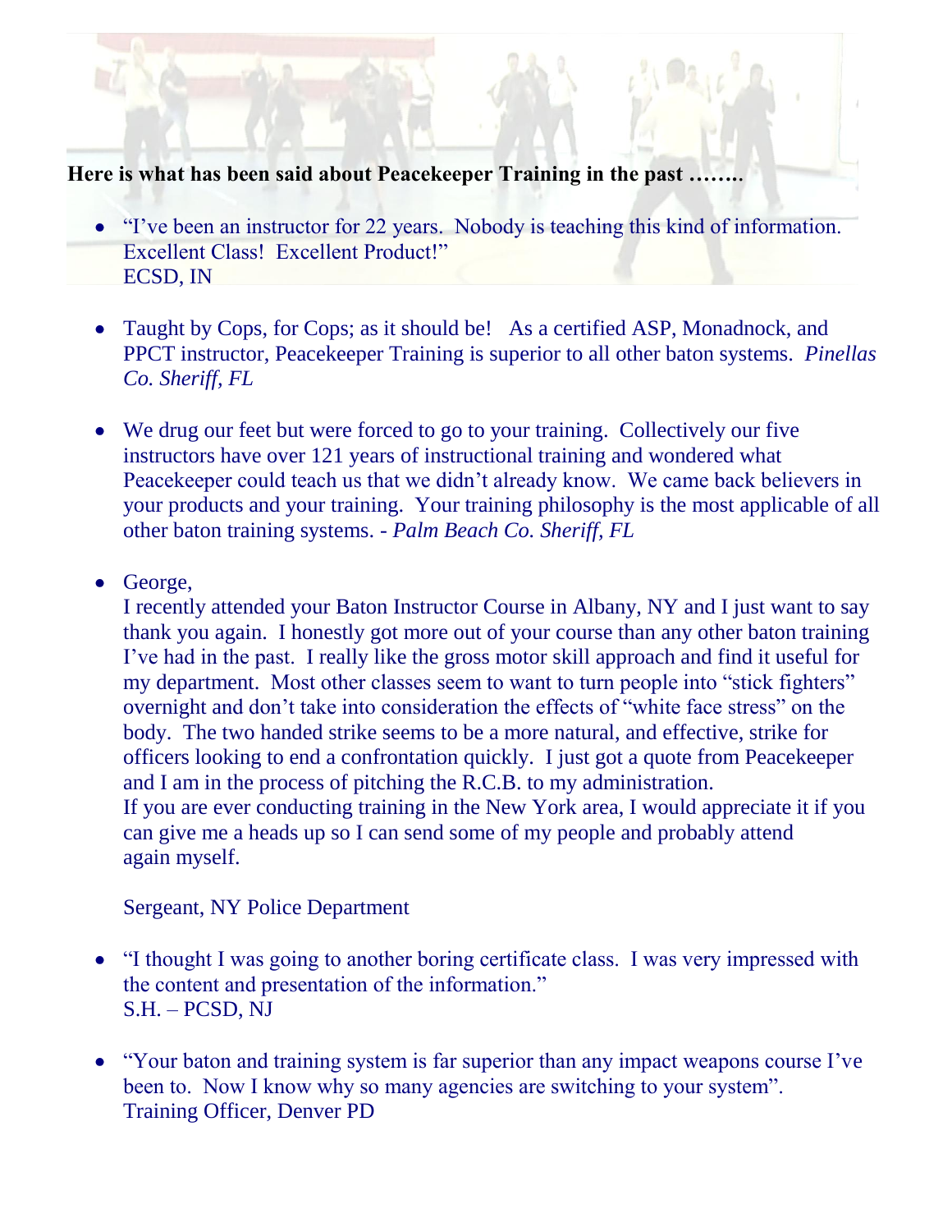**Here is what has been said about Peacekeeper Training in the past ……..**

- "I've been an instructor for 22 years. Nobody is teaching this kind of information. Excellent Class! Excellent Product!"
  ECSD, IN

- Taught by Cops, for Cops; as it should be! As a certified ASP, Monadnock, and PPCT instructor, Peacekeeper Training is superior to all other baton systems. *Pinellas Co. Sheriff, FL*

- We drug our feet but were forced to go to your training. Collectively our five instructors have over 121 years of instructional training and wondered what Peacekeeper could teach us that we didn't already know. We came back believers in your products and your training. Your training philosophy is the most applicable of all other baton training systems. - *Palm Beach Co. Sheriff, FL*

- George,
  I recently attended your Baton Instructor Course in Albany, NY and I just want to say thank you again. I honestly got more out of your course than any other baton training I've had in the past. I really like the gross motor skill approach and find it useful for my department. Most other classes seem to want to turn people into "stick fighters" overnight and don't take into consideration the effects of "white face stress" on the body. The two handed strike seems to be a more natural, and effective, strike for officers looking to end a confrontation quickly. I just got a quote from Peacekeeper and I am in the process of pitching the R.C.B. to my administration.
  If you are ever conducting training in the New York area, I would appreciate it if you can give me a heads up so I can send some of my people and probably attend again myself.

  Sergeant, NY Police Department

- "I thought I was going to another boring certificate class. I was very impressed with the content and presentation of the information."
  S.H. – PCSD, NJ

- "Your baton and training system is far superior than any impact weapons course I've been to. Now I know why so many agencies are switching to your system".
  Training Officer, Denver PD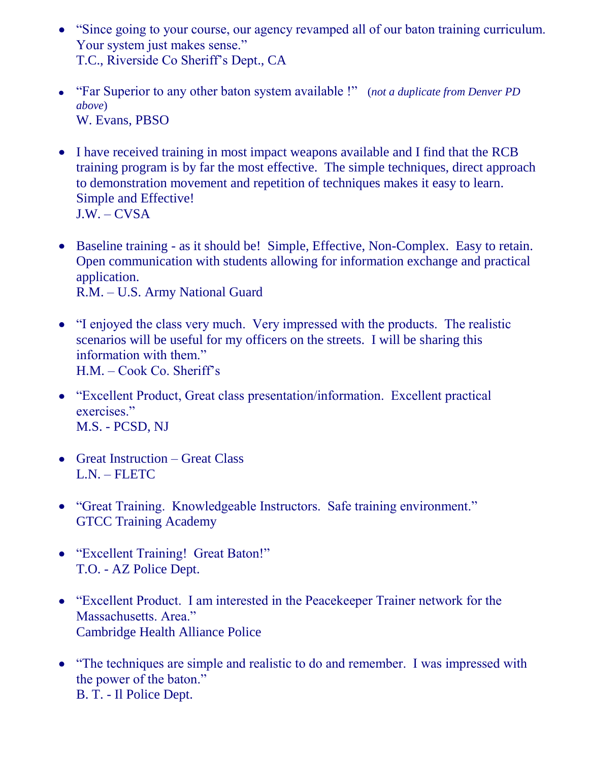- "Since going to your course, our agency revamped all of our baton training curriculum. Your system just makes sense."
  T.C., Riverside Co Sheriff's Dept., CA

- "Far Superior to any other baton system available !" (*not a duplicate from Denver PD above*)
  W. Evans, PBSO

- I have received training in most impact weapons available and I find that the RCB training program is by far the most effective. The simple techniques, direct approach to demonstration movement and repetition of techniques makes it easy to learn. Simple and Effective!
  J.W. – CVSA

- Baseline training - as it should be! Simple, Effective, Non-Complex. Easy to retain. Open communication with students allowing for information exchange and practical application.
  R.M. – U.S. Army National Guard

- "I enjoyed the class very much. Very impressed with the products. The realistic scenarios will be useful for my officers on the streets. I will be sharing this information with them."
  H.M. – Cook Co. Sheriff's

- "Excellent Product, Great class presentation/information. Excellent practical exercises."
  M.S. - PCSD, NJ

- Great Instruction – Great Class
  L.N. – FLETC

- "Great Training. Knowledgeable Instructors. Safe training environment."
  GTCC Training Academy

- "Excellent Training! Great Baton!"
  T.O. - AZ Police Dept.

- "Excellent Product. I am interested in the Peacekeeper Trainer network for the Massachusetts. Area."
  Cambridge Health Alliance Police

- "The techniques are simple and realistic to do and remember. I was impressed with the power of the baton."
  B. T. - Il Police Dept.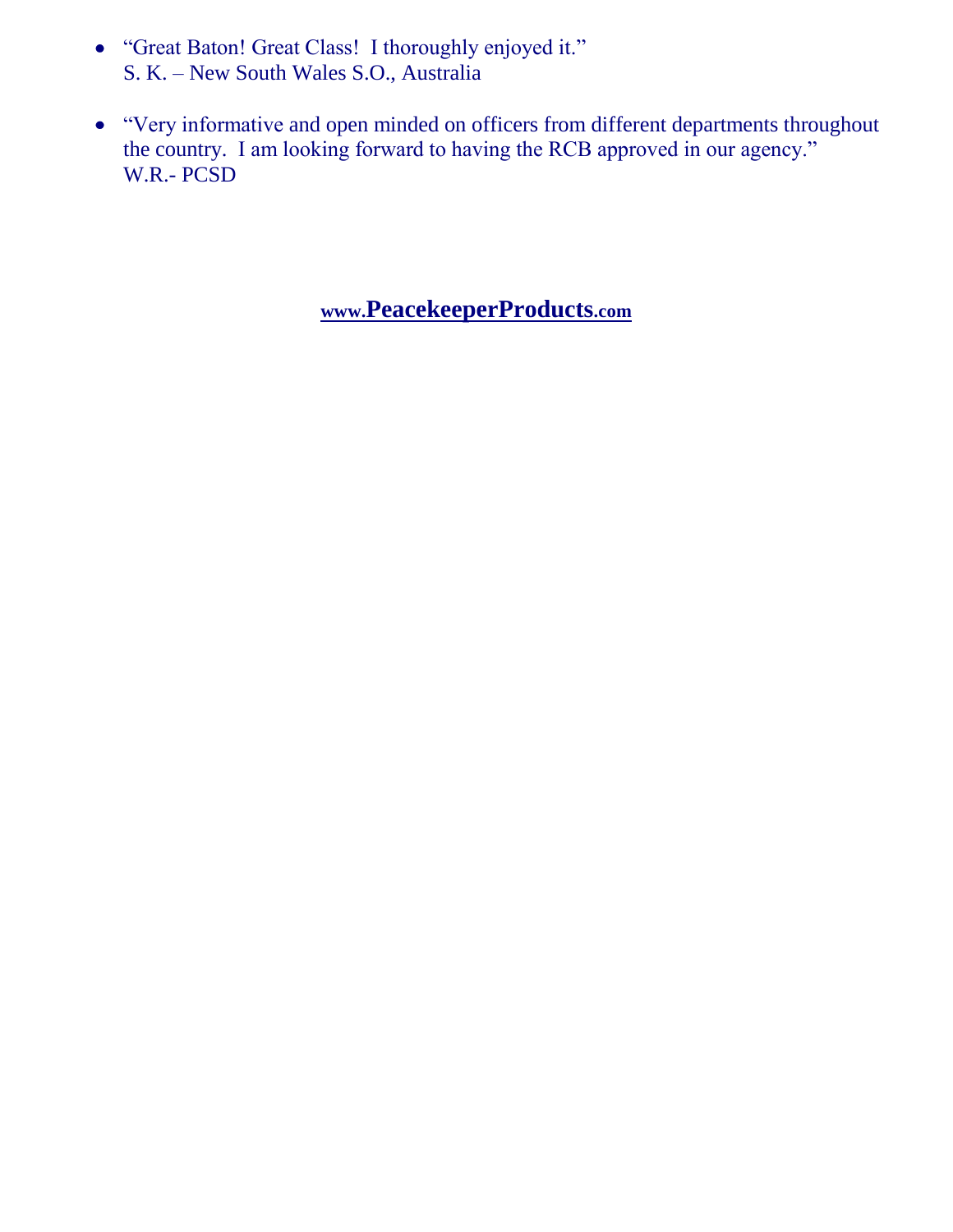- "Great Baton! Great Class!  I thoroughly enjoyed it."
  S. K. – New South Wales S.O., Australia

- "Very informative and open minded on officers from different departments throughout the country.  I am looking forward to having the RCB approved in our agency."
  W.R.- PCSD

**www.PeacekeeperProducts.com**